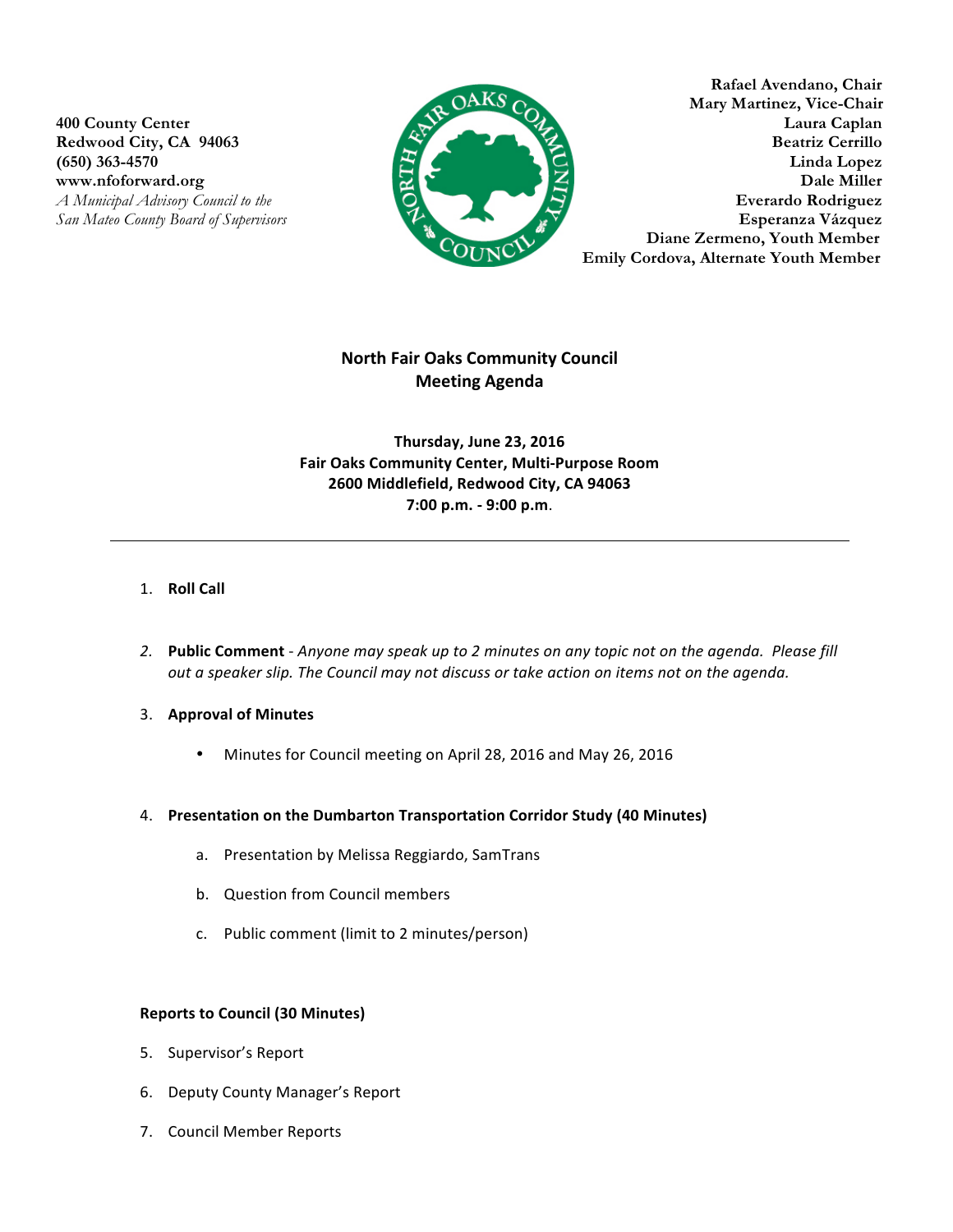400 County Center
Redwood City, CA 94063
(650) 363-4570
www.nfoforward.org
*A Municipal Advisory Council to the San Mateo County Board of Supervisors*

**Rafael Avendano, Chair**
**Mary Martinez, Vice-Chair**
**Laura Caplan**
**Beatriz Cerrillo**
**Linda Lopez**
**Dale Miller**
**Everardo Rodriguez**
**Esperanza Vázquez**
**Diane Zermeno, Youth Member**
**Emily Cordova, Alternate Youth Member**

# North Fair Oaks Community Council
## Meeting Agenda

**Thursday, June 23, 2016**
**Fair Oaks Community Center, Multi-Purpose Room**
**2600 Middlefield, Redwood City, CA 94063**
**7:00 p.m. - 9:00 p.m.**

---

1. **Roll Call**

2. **Public Comment** - *Anyone may speak up to 2 minutes on any topic not on the agenda. Please fill out a speaker slip. The Council may not discuss or take action on items not on the agenda.*

3. **Approval of Minutes**
   - Minutes for Council meeting on April 28, 2016 and May 26, 2016

4. **Presentation on the Dumbarton Transportation Corridor Study (40 Minutes)**
   a. Presentation by Melissa Reggiardo, SamTrans
   b. Question from Council members
   c. Public comment (limit to 2 minutes/person)

**Reports to Council (30 Minutes)**

5. Supervisor's Report
6. Deputy County Manager's Report
7. Council Member Reports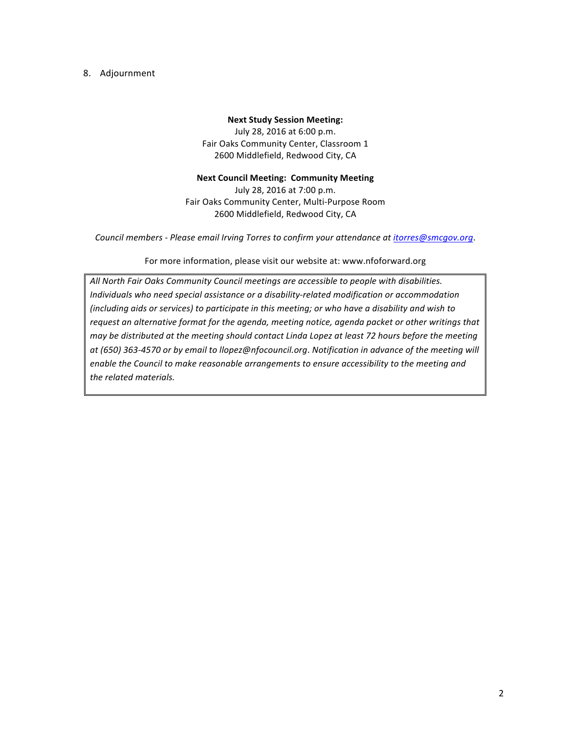8. Adjournment

**Next Study Session Meeting:**
July 28, 2016 at 6:00 p.m.
Fair Oaks Community Center, Classroom 1
2600 Middlefield, Redwood City, CA

**Next Council Meeting: Community Meeting**
July 28, 2016 at 7:00 p.m.
Fair Oaks Community Center, Multi-Purpose Room
2600 Middlefield, Redwood City, CA

*Council members - Please email Irving Torres to confirm your attendance at [itorres@smcgov.org](mailto:itorres@smcgov.org).*

For more information, please visit our website at: www.nfoforward.org

*All North Fair Oaks Community Council meetings are accessible to people with disabilities. Individuals who need special assistance or a disability-related modification or accommodation (including aids or services) to participate in this meeting; or who have a disability and wish to request an alternative format for the agenda, meeting notice, agenda packet or other writings that may be distributed at the meeting should contact Linda Lopez at least 72 hours before the meeting at (650) 363-4570 or by email to llopez@nfocouncil.org. Notification in advance of the meeting will enable the Council to make reasonable arrangements to ensure accessibility to the meeting and the related materials.*